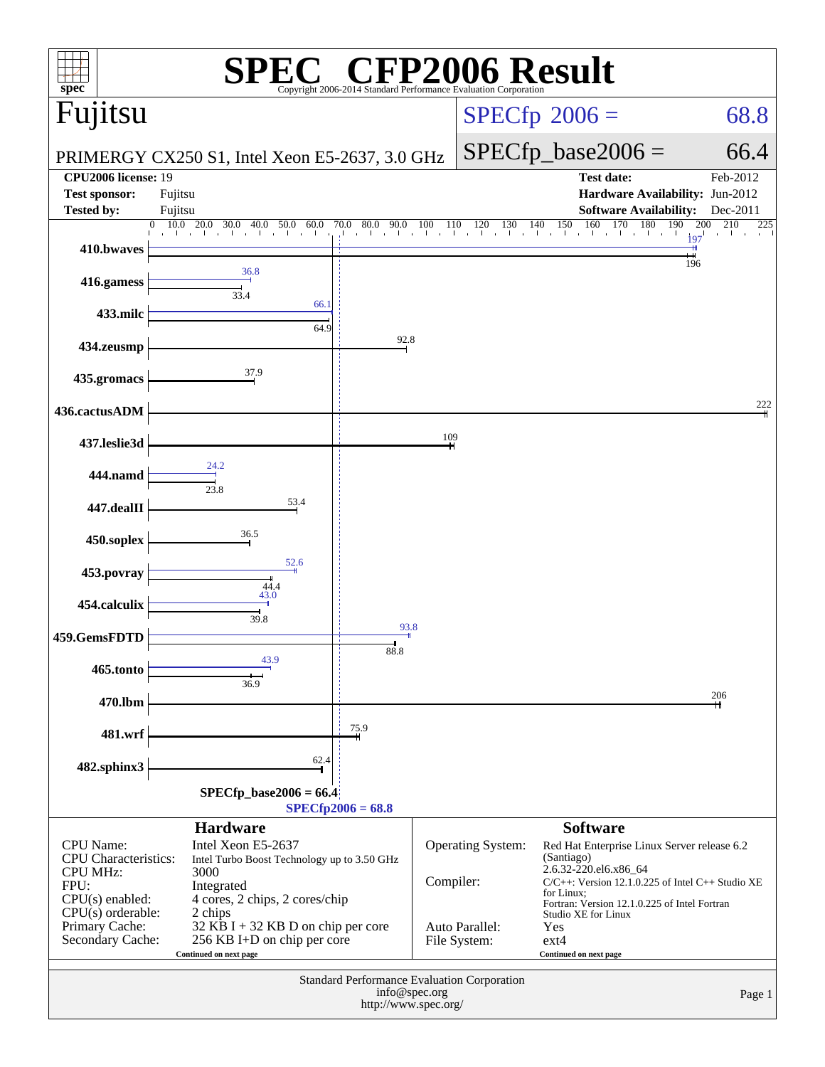# SPEC CFP2006 Result

Copyright 2006-2014 Standard Performance Evaluation Corporation

## Fujitsu

PRIMERGY CX250 S1, Intel Xeon E5-2637, 3.0 GHz

SPECfp 2006 = 68.8

SPECfp_base2006 = 66.4

| | | | |
|---|---|---|---|
| **CPU2006 license:** | 19 | **Test date:** | Feb-2012 |
| **Test sponsor:** | Fujitsu | **Hardware Availability:** | Jun-2012 |
| **Tested by:** | Fujitsu | **Software Availability:** | Dec-2011 |

| Benchmark | Peak | Base |
|---|---|---|
| 410.bwaves | 197 | 196 |
| 416.gamess | 36.8 | 33.4 |
| 433.milc | 66.1 | 64.9 |
| 434.zeusmp | | 92.8 |
| 435.gromacs | | 37.9 |
| 436.cactusADM | | 222 |
| 437.leslie3d | | 109 |
| 444.namd | 24.2 | 23.8 |
| 447.dealII | | 53.4 |
| 450.soplex | | 36.5 |
| 453.povray | 52.6 | 44.4 |
| 454.calculix | 43.0 | 39.8 |
| 459.GemsFDTD | 93.8 | 88.8 |
| 465.tonto | 43.9 | 36.9 |
| 470.lbm | | 206 |
| 481.wrf | | 75.9 |
| 482.sphinx3 | | 62.4 |

SPECfp_base2006 = 66.4

SPECfp2006 = 68.8

## Hardware

| | |
|---|---|
| CPU Name: | Intel Xeon E5-2637 |
| CPU Characteristics: | Intel Turbo Boost Technology up to 3.50 GHz |
| CPU MHz: | 3000 |
| FPU: | Integrated |
| CPU(s) enabled: | 4 cores, 2 chips, 2 cores/chip |
| CPU(s) orderable: | 2 chips |
| Primary Cache: | 32 KB I + 32 KB D on chip per core |
| Secondary Cache: | 256 KB I+D on chip per core |

Continued on next page

## Software

| | |
|---|---|
| Operating System: | Red Hat Enterprise Linux Server release 6.2 (Santiago) 2.6.32-220.el6.x86_64 |
| Compiler: | C/C++: Version 12.1.0.225 of Intel C++ Studio XE for Linux; Fortran: Version 12.1.0.225 of Intel Fortran Studio XE for Linux |
| Auto Parallel: | Yes |
| File System: | ext4 |

Continued on next page

Standard Performance Evaluation Corporation
info@spec.org
http://www.spec.org/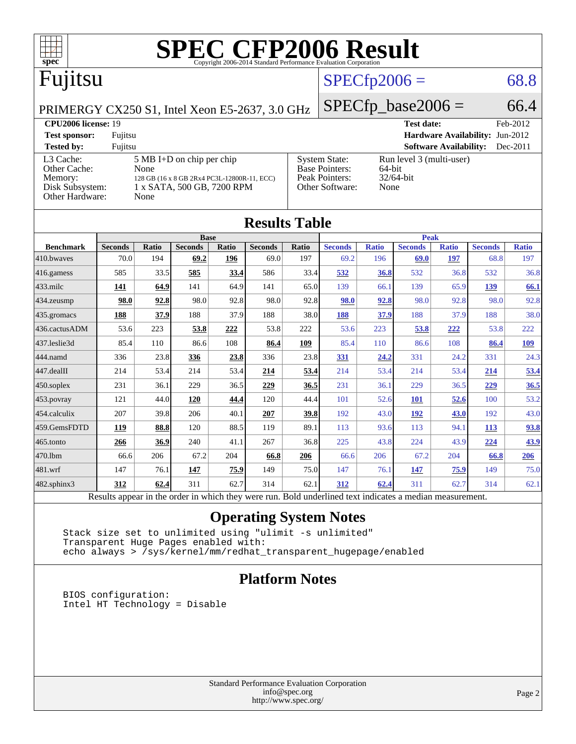# SPEC CFP2006 Result

Copyright 2006-2014 Standard Performance Evaluation Corporation

## Fujitsu

PRIMERGY CX250 S1, Intel Xeon E5-2637, 3.0 GHz

SPECfp2006 = 68.8

SPECfp_base2006 = 66.4

**CPU2006 license:** 19
**Test sponsor:** Fujitsu
**Tested by:** Fujitsu

**Test date:** Feb-2012
**Hardware Availability:** Jun-2012
**Software Availability:** Dec-2011

| | |
|---|---|
| L3 Cache: | 5 MB I+D on chip per chip |
| Other Cache: | None |
| Memory: | 128 GB (16 x 8 GB 2Rx4 PC3L-12800R-11, ECC) |
| Disk Subsystem: | 1 x SATA, 500 GB, 7200 RPM |
| Other Hardware: | None |

| | |
|---|---|
| System State: | Run level 3 (multi-user) |
| Base Pointers: | 64-bit |
| Peak Pointers: | 32/64-bit |
| Other Software: | None |

## Results Table

| | Base | | | | | | Peak | | | | | |
|---|---|---|---|---|---|---|---|---|---|---|---|---|
| **Benchmark** | **Seconds** | **Ratio** | **Seconds** | **Ratio** | **Seconds** | **Ratio** | **Seconds** | **Ratio** | **Seconds** | **Ratio** | **Seconds** | **Ratio** |
| 410.bwaves | 70.0 | 194 | **69.2** | **196** | 69.0 | 197 | 69.2 | 196 | **69.0** | **197** | 68.8 | 197 |
| 416.gamess | 585 | 33.5 | **585** | **33.4** | 586 | 33.4 | **532** | **36.8** | 532 | 36.8 | 532 | 36.8 |
| 433.milc | **141** | **64.9** | 141 | 64.9 | 141 | 65.0 | 139 | 66.1 | 139 | 65.9 | **139** | **66.1** |
| 434.zeusmp | **98.0** | **92.8** | 98.0 | 92.8 | 98.0 | 92.8 | **98.0** | **92.8** | 98.0 | 92.8 | 98.0 | 92.8 |
| 435.gromacs | **188** | **37.9** | 188 | 37.9 | 188 | 38.0 | **188** | **37.9** | 188 | 37.9 | 188 | 38.0 |
| 436.cactusADM | 53.6 | 223 | **53.8** | **222** | 53.8 | 222 | 53.6 | 223 | **53.8** | **222** | 53.8 | 222 |
| 437.leslie3d | 85.4 | 110 | 86.6 | 108 | **86.4** | **109** | 85.4 | 110 | 86.6 | 108 | **86.4** | **109** |
| 444.namd | 336 | 23.8 | **336** | **23.8** | 336 | 23.8 | **331** | **24.2** | 331 | 24.2 | 331 | 24.3 |
| 447.dealII | 214 | 53.4 | 214 | 53.4 | **214** | **53.4** | 214 | 53.4 | 214 | 53.4 | **214** | **53.4** |
| 450.soplex | 231 | 36.1 | 229 | 36.5 | **229** | **36.5** | 231 | 36.1 | 229 | 36.5 | **229** | **36.5** |
| 453.povray | 121 | 44.0 | **120** | **44.4** | 120 | 44.4 | 101 | 52.6 | **101** | **52.6** | 100 | 53.2 |
| 454.calculix | 207 | 39.8 | 206 | 40.1 | **207** | **39.8** | 192 | 43.0 | **192** | **43.0** | 192 | 43.0 |
| 459.GemsFDTD | **119** | **88.8** | 120 | 88.5 | 119 | 89.1 | 113 | 93.6 | 113 | 94.1 | **113** | **93.8** |
| 465.tonto | **266** | **36.9** | 240 | 41.1 | 267 | 36.8 | 225 | 43.8 | 224 | 43.9 | **224** | **43.9** |
| 470.lbm | 66.6 | 206 | 67.2 | 204 | **66.8** | **206** | 66.6 | 206 | 67.2 | 204 | **66.8** | **206** |
| 481.wrf | 147 | 76.1 | **147** | **75.9** | 149 | 75.0 | 147 | 76.1 | **147** | **75.9** | 149 | 75.0 |
| 482.sphinx3 | **312** | **62.4** | 311 | 62.7 | 314 | 62.1 | **312** | **62.4** | 311 | 62.7 | 314 | 62.1 |

Results appear in the order in which they were run. Bold underlined text indicates a median measurement.

## Operating System Notes

```
Stack size set to unlimited using "ulimit -s unlimited"
Transparent Huge Pages enabled with:
echo always > /sys/kernel/mm/redhat_transparent_hugepage/enabled
```

## Platform Notes

```
BIOS configuration:
Intel HT Technology = Disable
```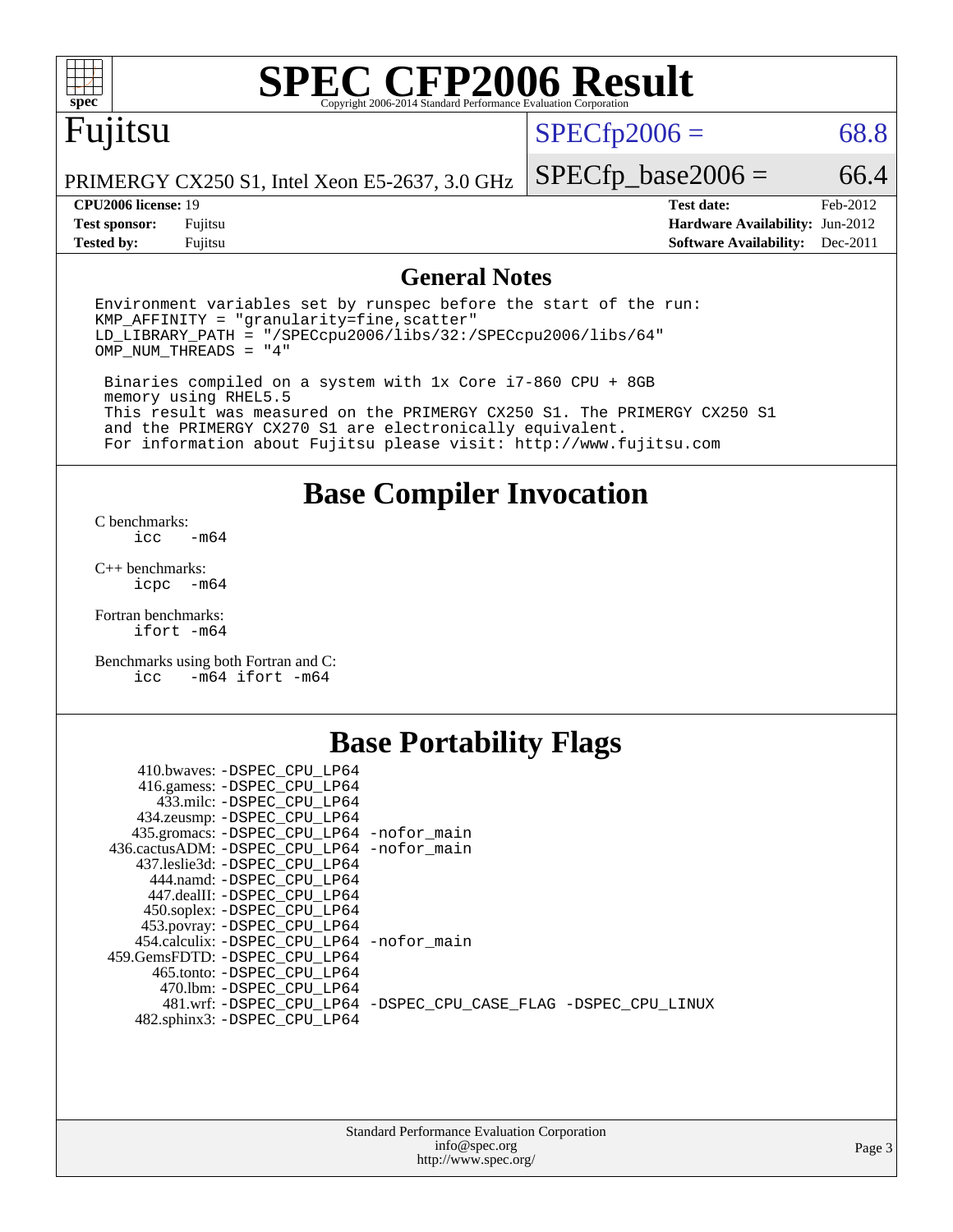# SPEC CFP2006 Result

Copyright 2006-2014 Standard Performance Evaluation Corporation

**Fujitsu**

PRIMERGY CX250 S1, Intel Xeon E5-2637, 3.0 GHz

SPECfp2006 = 68.8

SPECfp_base2006 = 66.4

| | | | |
|---|---|---|---|
| **CPU2006 license:** 19 | | **Test date:** | Feb-2012 |
| **Test sponsor:** | Fujitsu | **Hardware Availability:** | Jun-2012 |
| **Tested by:** | Fujitsu | **Software Availability:** | Dec-2011 |

## General Notes

```
Environment variables set by runspec before the start of the run:
KMP_AFFINITY = "granularity=fine,scatter"
LD_LIBRARY_PATH = "/SPECcpu2006/libs/32:/SPECcpu2006/libs/64"
OMP_NUM_THREADS = "4"

 Binaries compiled on a system with 1x Core i7-860 CPU + 8GB
 memory using RHEL5.5
 This result was measured on the PRIMERGY CX250 S1. The PRIMERGY CX250 S1
 and the PRIMERGY CX270 S1 are electronically equivalent.
 For information about Fujitsu please visit: http://www.fujitsu.com
```

## Base Compiler Invocation

C benchmarks:
```
icc   -m64
```

C++ benchmarks:
```
icpc  -m64
```

Fortran benchmarks:
```
ifort -m64
```

Benchmarks using both Fortran and C:
```
icc   -m64 ifort -m64
```

## Base Portability Flags

```
     410.bwaves: -DSPEC_CPU_LP64
     416.gamess: -DSPEC_CPU_LP64
       433.milc: -DSPEC_CPU_LP64
     434.zeusmp: -DSPEC_CPU_LP64
    435.gromacs: -DSPEC_CPU_LP64 -nofor_main
 436.cactusADM: -DSPEC_CPU_LP64 -nofor_main
    437.leslie3d: -DSPEC_CPU_LP64
       444.namd: -DSPEC_CPU_LP64
     447.dealII: -DSPEC_CPU_LP64
     450.soplex: -DSPEC_CPU_LP64
     453.povray: -DSPEC_CPU_LP64
   454.calculix: -DSPEC_CPU_LP64 -nofor_main
  459.GemsFDTD: -DSPEC_CPU_LP64
      465.tonto: -DSPEC_CPU_LP64
        470.lbm: -DSPEC_CPU_LP64
        481.wrf: -DSPEC_CPU_LP64 -DSPEC_CPU_CASE_FLAG -DSPEC_CPU_LINUX
    482.sphinx3: -DSPEC_CPU_LP64
```

Standard Performance Evaluation Corporation
info@spec.org
http://www.spec.org/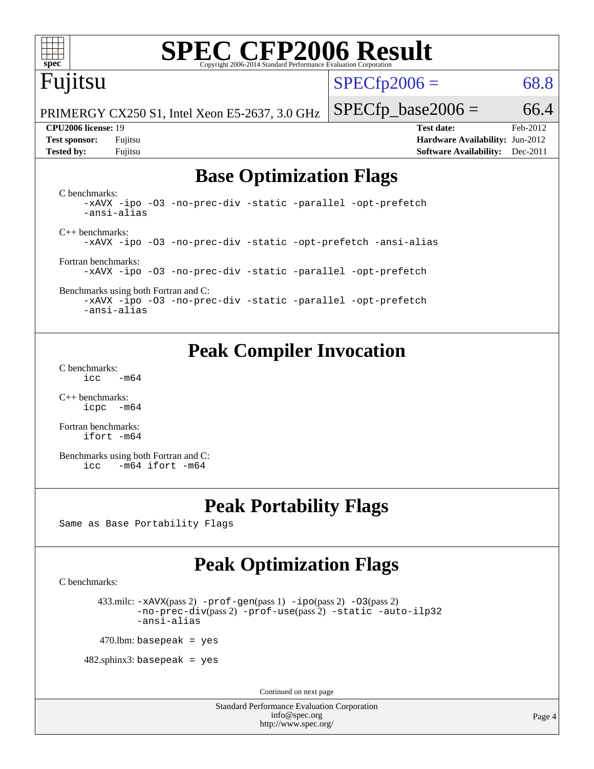# SPEC CFP2006 Result

Copyright 2006-2014 Standard Performance Evaluation Corporation

**Fujitsu**

PRIMERGY CX250 S1, Intel Xeon E5-2637, 3.0 GHz

SPECfp2006 = 68.8

SPECfp_base2006 = 66.4

| | | | |
|---|---|---|---|
| **CPU2006 license:** 19 | | **Test date:** | Feb-2012 |
| **Test sponsor:** | Fujitsu | **Hardware Availability:** | Jun-2012 |
| **Tested by:** | Fujitsu | **Software Availability:** | Dec-2011 |

## Base Optimization Flags

C benchmarks:

```
-xAVX -ipo -O3 -no-prec-div -static -parallel -opt-prefetch
-ansi-alias
```

C++ benchmarks:

```
-xAVX -ipo -O3 -no-prec-div -static -opt-prefetch -ansi-alias
```

Fortran benchmarks:

```
-xAVX -ipo -O3 -no-prec-div -static -parallel -opt-prefetch
```

Benchmarks using both Fortran and C:

```
-xAVX -ipo -O3 -no-prec-div -static -parallel -opt-prefetch
-ansi-alias
```

## Peak Compiler Invocation

C benchmarks:

```
icc   -m64
```

C++ benchmarks:

```
icpc  -m64
```

Fortran benchmarks:

```
ifort -m64
```

Benchmarks using both Fortran and C:

```
icc   -m64 ifort -m64
```

## Peak Portability Flags

Same as Base Portability Flags

## Peak Optimization Flags

C benchmarks:

433.milc: -xAVX(pass 2) -prof-gen(pass 1) -ipo(pass 2) -O3(pass 2) -no-prec-div(pass 2) -prof-use(pass 2) -static -auto-ilp32 -ansi-alias

470.lbm: basepeak = yes

482.sphinx3: basepeak = yes

Continued on next page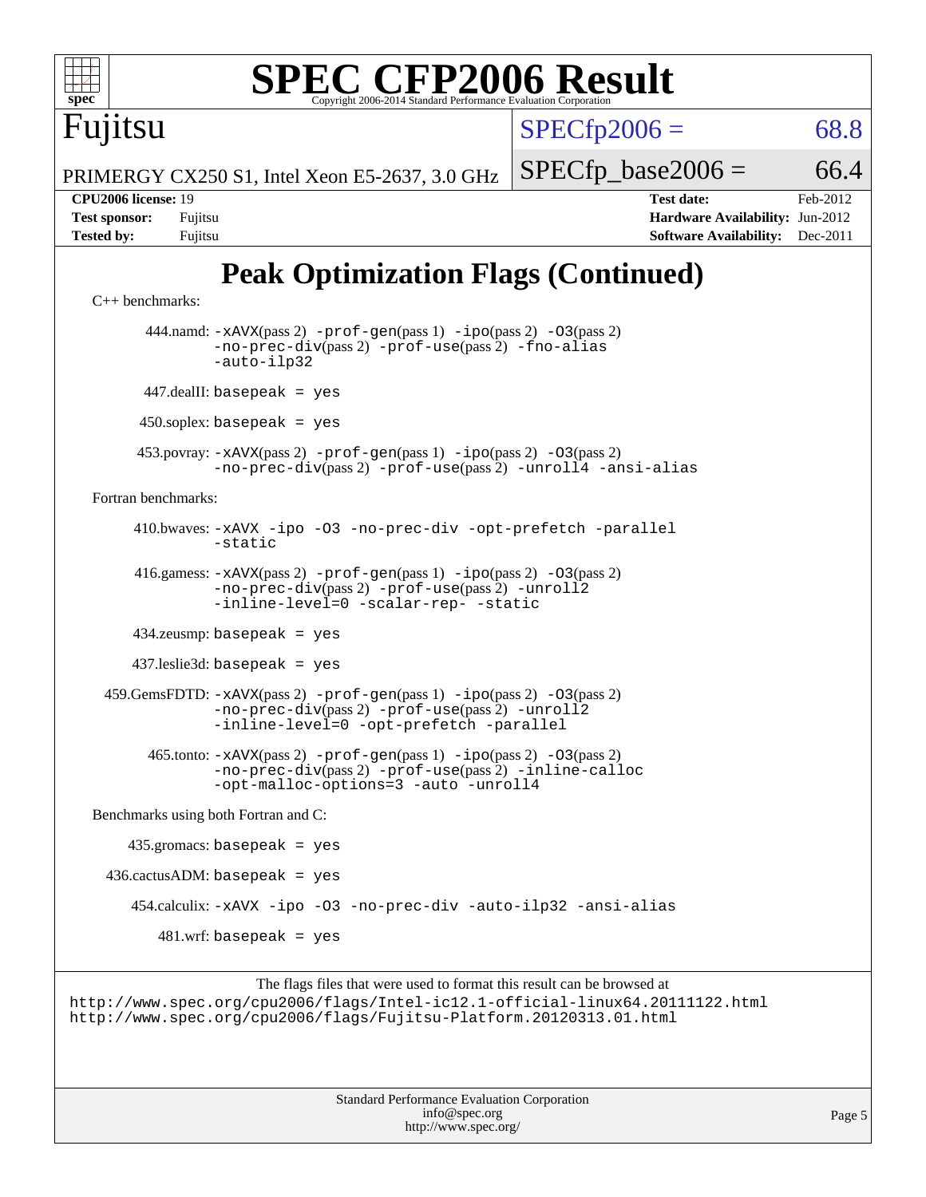# SPEC CFP2006 Result

Copyright 2006-2014 Standard Performance Evaluation Corporation

**Fujitsu**

PRIMERGY CX250 S1, Intel Xeon E5-2637, 3.0 GHz

SPECfp2006 = 68.8

SPECfp_base2006 = 66.4

| | | | |
|---|---|---|---|
| **CPU2006 license:** 19 | | **Test date:** | Feb-2012 |
| **Test sponsor:** | Fujitsu | **Hardware Availability:** | Jun-2012 |
| **Tested by:** | Fujitsu | **Software Availability:** | Dec-2011 |

## Peak Optimization Flags (Continued)

C++ benchmarks:

444.namd: `-xAVX`(pass 2) `-prof-gen`(pass 1) `-ipo`(pass 2) `-O3`(pass 2) `-no-prec-div`(pass 2) `-prof-use`(pass 2) `-fno-alias` `-auto-ilp32`

447.dealII: `basepeak = yes`

450.soplex: `basepeak = yes`

453.povray: `-xAVX`(pass 2) `-prof-gen`(pass 1) `-ipo`(pass 2) `-O3`(pass 2) `-no-prec-div`(pass 2) `-prof-use`(pass 2) `-unroll4` `-ansi-alias`

Fortran benchmarks:

410.bwaves: `-xAVX -ipo -O3 -no-prec-div -opt-prefetch -parallel -static`

416.gamess: `-xAVX`(pass 2) `-prof-gen`(pass 1) `-ipo`(pass 2) `-O3`(pass 2) `-no-prec-div`(pass 2) `-prof-use`(pass 2) `-unroll2` `-inline-level=0 -scalar-rep- -static`

434.zeusmp: `basepeak = yes`

437.leslie3d: `basepeak = yes`

459.GemsFDTD: `-xAVX`(pass 2) `-prof-gen`(pass 1) `-ipo`(pass 2) `-O3`(pass 2) `-no-prec-div`(pass 2) `-prof-use`(pass 2) `-unroll2` `-inline-level=0 -opt-prefetch -parallel`

465.tonto: `-xAVX`(pass 2) `-prof-gen`(pass 1) `-ipo`(pass 2) `-O3`(pass 2) `-no-prec-div`(pass 2) `-prof-use`(pass 2) `-inline-calloc` `-opt-malloc-options=3 -auto -unroll4`

Benchmarks using both Fortran and C:

435.gromacs: `basepeak = yes`

436.cactusADM: `basepeak = yes`

454.calculix: `-xAVX -ipo -O3 -no-prec-div -auto-ilp32 -ansi-alias`

481.wrf: `basepeak = yes`

The flags files that were used to format this result can be browsed at
http://www.spec.org/cpu2006/flags/Intel-ic12.1-official-linux64.20111122.html
http://www.spec.org/cpu2006/flags/Fujitsu-Platform.20120313.01.html

Standard Performance Evaluation Corporation
info@spec.org
http://www.spec.org/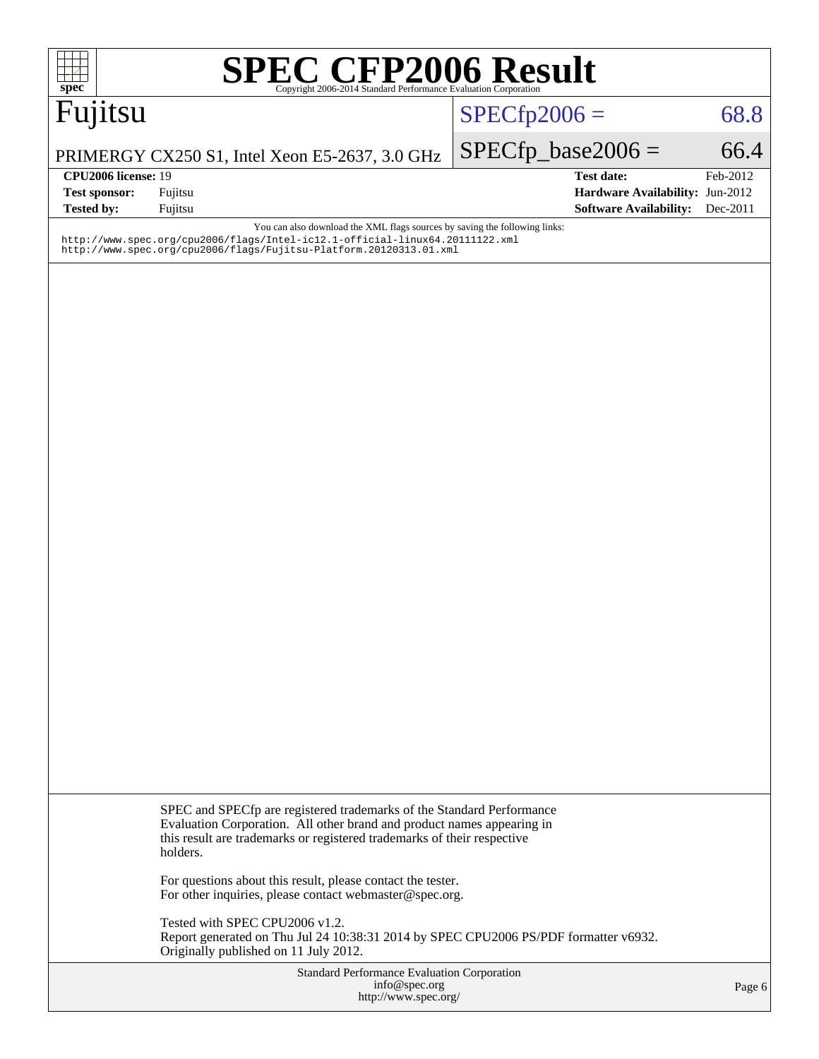# SPEC CFP2006 Result

Copyright 2006-2014 Standard Performance Evaluation Corporation

## Fujitsu

PRIMERGY CX250 S1, Intel Xeon E5-2637, 3.0 GHz

SPECfp2006 = 68.8

SPECfp_base2006 = 66.4

**CPU2006 license:** 19
**Test sponsor:** Fujitsu
**Tested by:** Fujitsu

**Test date:** Feb-2012
**Hardware Availability:** Jun-2012
**Software Availability:** Dec-2011

You can also download the XML flags sources by saving the following links:

```
http://www.spec.org/cpu2006/flags/Intel-ic12.1-official-linux64.20111122.xml
http://www.spec.org/cpu2006/flags/Fujitsu-Platform.20120313.01.xml
```

SPEC and SPECfp are registered trademarks of the Standard Performance Evaluation Corporation. All other brand and product names appearing in this result are trademarks or registered trademarks of their respective holders.

For questions about this result, please contact the tester.
For other inquiries, please contact webmaster@spec.org.

Tested with SPEC CPU2006 v1.2.
Report generated on Thu Jul 24 10:38:31 2014 by SPEC CPU2006 PS/PDF formatter v6932.
Originally published on 11 July 2012.

Standard Performance Evaluation Corporation
info@spec.org
http://www.spec.org/